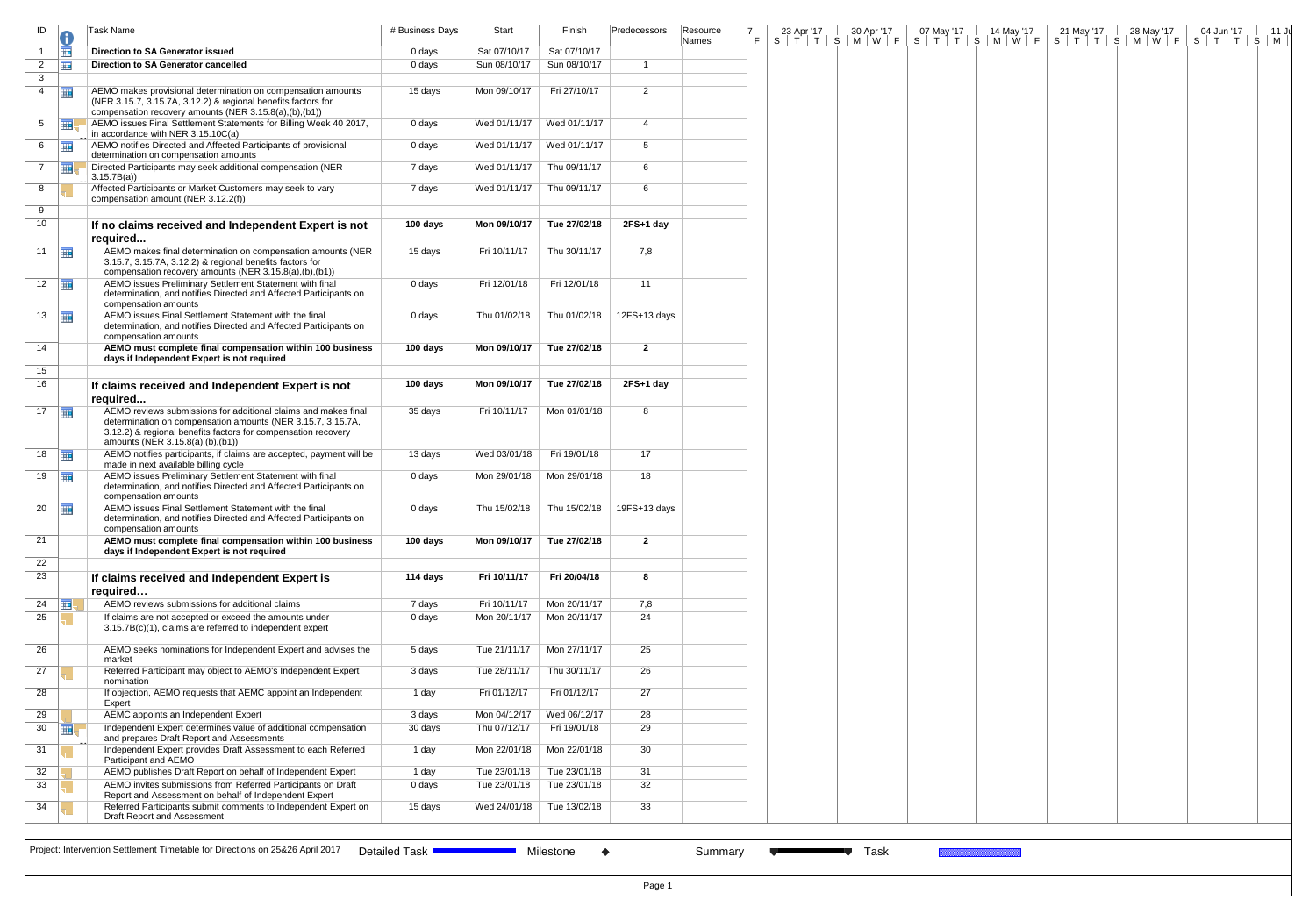| ID | Task Name | # Business Days | Start | Finish | Predecessors | Resource Names |
|---|---|---|---|---|---|---|
| 1 | **Direction to SA Generator issued** | 0 days | Sat 07/10/17 | Sat 07/10/17 | | |
| 2 | **Direction to SA Generator cancelled** | 0 days | Sun 08/10/17 | Sun 08/10/17 | 1 | |
| 3 | | | | | | |
| 4 | AEMO makes provisional determination on compensation amounts (NER 3.15.7, 3.15.7A, 3.12.2) & regional benefits factors for compensation recovery amounts (NER 3.15.8(a),(b),(b1)) | 15 days | Mon 09/10/17 | Fri 27/10/17 | 2 | |
| 5 | AEMO issues Final Settlement Statements for Billing Week 40 2017, in accordance with NER 3.15.10C(a) | 0 days | Wed 01/11/17 | Wed 01/11/17 | 4 | |
| 6 | AEMO notifies Directed and Affected Participants of provisional determination on compensation amounts | 0 days | Wed 01/11/17 | Wed 01/11/17 | 5 | |
| 7 | Directed Participants may seek additional compensation (NER 3.15.7B(a)) | 7 days | Wed 01/11/17 | Thu 09/11/17 | 6 | |
| 8 | Affected Participants or Market Customers may seek to vary compensation amount (NER 3.12.2(f)) | 7 days | Wed 01/11/17 | Thu 09/11/17 | 6 | |
| 9 | | | | | | |
| 10 | **If no claims received and Independent Expert is not required...** | **100 days** | **Mon 09/10/17** | **Tue 27/02/18** | **2FS+1 day** | |
| 11 | AEMO makes final determination on compensation amounts (NER 3.15.7, 3.15.7A, 3.12.2) & regional benefits factors for compensation recovery amounts (NER 3.15.8(a),(b),(b1)) | 15 days | Fri 10/11/17 | Thu 30/11/17 | 7,8 | |
| 12 | AEMO issues Preliminary Settlement Statement with final determination, and notifies Directed and Affected Participants on compensation amounts | 0 days | Fri 12/01/18 | Fri 12/01/18 | 11 | |
| 13 | AEMO issues Final Settlement Statement with the final determination, and notifies Directed and Affected Participants on compensation amounts | 0 days | Thu 01/02/18 | Thu 01/02/18 | 12FS+13 days | |
| 14 | **AEMO must complete final compensation within 100 business days if Independent Expert is not required** | **100 days** | **Mon 09/10/17** | **Tue 27/02/18** | **2** | |
| 15 | | | | | | |
| 16 | **If claims received and Independent Expert is not required...** | **100 days** | **Mon 09/10/17** | **Tue 27/02/18** | **2FS+1 day** | |
| 17 | AEMO reviews submissions for additional claims and makes final determination on compensation amounts (NER 3.15.7, 3.15.7A, 3.12.2) & regional benefits factors for compensation recovery amounts (NER 3.15.8(a),(b),(b1)) | 35 days | Fri 10/11/17 | Mon 01/01/18 | 8 | |
| 18 | AEMO notifies participants, if claims are accepted, payment will be made in next available billing cycle | 13 days | Wed 03/01/18 | Fri 19/01/18 | 17 | |
| 19 | AEMO issues Preliminary Settlement Statement with final determination, and notifies Directed and Affected Participants on compensation amounts | 0 days | Mon 29/01/18 | Mon 29/01/18 | 18 | |
| 20 | AEMO issues Final Settlement Statement with the final determination, and notifies Directed and Affected Participants on compensation amounts | 0 days | Thu 15/02/18 | Thu 15/02/18 | 19FS+13 days | |
| 21 | **AEMO must complete final compensation within 100 business days if Independent Expert is not required** | **100 days** | **Mon 09/10/17** | **Tue 27/02/18** | **2** | |
| 22 | | | | | | |
| 23 | **If claims received and Independent Expert is required...** | **114 days** | **Fri 10/11/17** | **Fri 20/04/18** | **8** | |
| 24 | AEMO reviews submissions for additional claims | 7 days | Fri 10/11/17 | Mon 20/11/17 | 7,8 | |
| 25 | If claims are not accepted or exceed the amounts under 3.15.7B(c)(1), claims are referred to independent expert | 0 days | Mon 20/11/17 | Mon 20/11/17 | 24 | |
| 26 | AEMO seeks nominations for Independent Expert and advises the market | 5 days | Tue 21/11/17 | Mon 27/11/17 | 25 | |
| 27 | Referred Participant may object to AEMO's Independent Expert nomination | 3 days | Tue 28/11/17 | Thu 30/11/17 | 26 | |
| 28 | If objection, AEMO requests that AEMC appoint an Independent Expert | 1 day | Fri 01/12/17 | Fri 01/12/17 | 27 | |
| 29 | AEMC appoints an Independent Expert | 3 days | Mon 04/12/17 | Wed 06/12/17 | 28 | |
| 30 | Independent Expert determines value of additional compensation and prepares Draft Report and Assessments | 30 days | Thu 07/12/17 | Fri 19/01/18 | 29 | |
| 31 | Independent Expert provides Draft Assessment to each Referred Participant and AEMO | 1 day | Mon 22/01/18 | Mon 22/01/18 | 30 | |
| 32 | AEMO publishes Draft Report on behalf of Independent Expert | 1 day | Tue 23/01/18 | Tue 23/01/18 | 31 | |
| 33 | AEMO invites submissions from Referred Participants on Draft Report and Assessment on behalf of Independent Expert | 0 days | Tue 23/01/18 | Tue 23/01/18 | 32 | |
| 34 | Referred Participants submit comments to Independent Expert on Draft Report and Assessment | 15 days | Wed 24/01/18 | Tue 13/02/18 | 33 | |

Project: Intervention Settlement Timetable for Directions on 25&26 April 2017

Detailed Task | Milestone ◆ | Summary | Task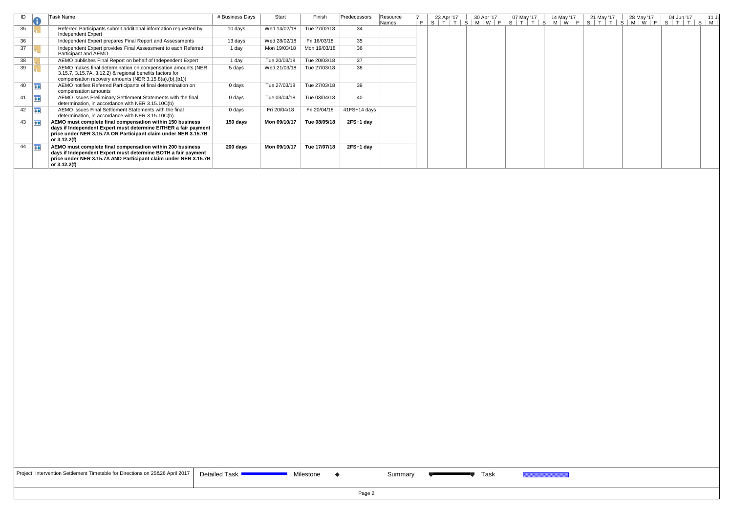| ID | Task Name | # Business Days | Start | Finish | Predecessors | Resource Names |
|---|---|---|---|---|---|---|
| 35 | Referred Participants submit additional information requested by Independent Expert | 10 days | Wed 14/02/18 | Tue 27/02/18 | 34 | |
| 36 | Independent Expert prepares Final Report and Assessments | 13 days | Wed 28/02/18 | Fri 16/03/18 | 35 | |
| 37 | Independent Expert provides Final Assessment to each Referred Participant and AEMO | 1 day | Mon 19/03/18 | Mon 19/03/18 | 36 | |
| 38 | AEMO publishes Final Report on behalf of Independent Expert | 1 day | Tue 20/03/18 | Tue 20/03/18 | 37 | |
| 39 | AEMO makes final determination on compensation amounts (NER 3.15.7, 3.15.7A, 3.12.2) & regional benefits factors for compensation recovery amounts (NER 3.15.8(a),(b),(b1)) | 5 days | Wed 21/03/18 | Tue 27/03/18 | 38 | |
| 40 | AEMO notifies Referred Participants of final determination on compensation amounts | 0 days | Tue 27/03/18 | Tue 27/03/18 | 39 | |
| 41 | AEMO issues Preliminary Settlement Statements with the final determination, in accordance with NER 3.15.10C(b) | 0 days | Tue 03/04/18 | Tue 03/04/18 | 40 | |
| 42 | AEMO issues Final Settlement Statements with the final determination, in accordance with NER 3.15.10C(b) | 0 days | Fri 20/04/18 | Fri 20/04/18 | 41FS+14 days | |
| 43 | **AEMO must complete final compensation within 150 business days if Independent Expert must determine EITHER a fair payment price under NER 3.15.7A OR Participant claim under NER 3.15.7B or 3.12.2(f)** | **150 days** | **Mon 09/10/17** | **Tue 08/05/18** | **2FS+1 day** | |
| 44 | **AEMO must complete final compensation within 200 business days if Independent Expert must determine BOTH a fair payment price under NER 3.15.7A AND Participant claim under NER 3.15.7B or 3.12.2(f)** | **200 days** | **Mon 09/10/17** | **Tue 17/07/18** | **2FS+1 day** | |

Project: Intervention Settlement Timetable for Directions on 25&26 April 2017

Legend: Detailed Task | Milestone ◆ | Summary | Task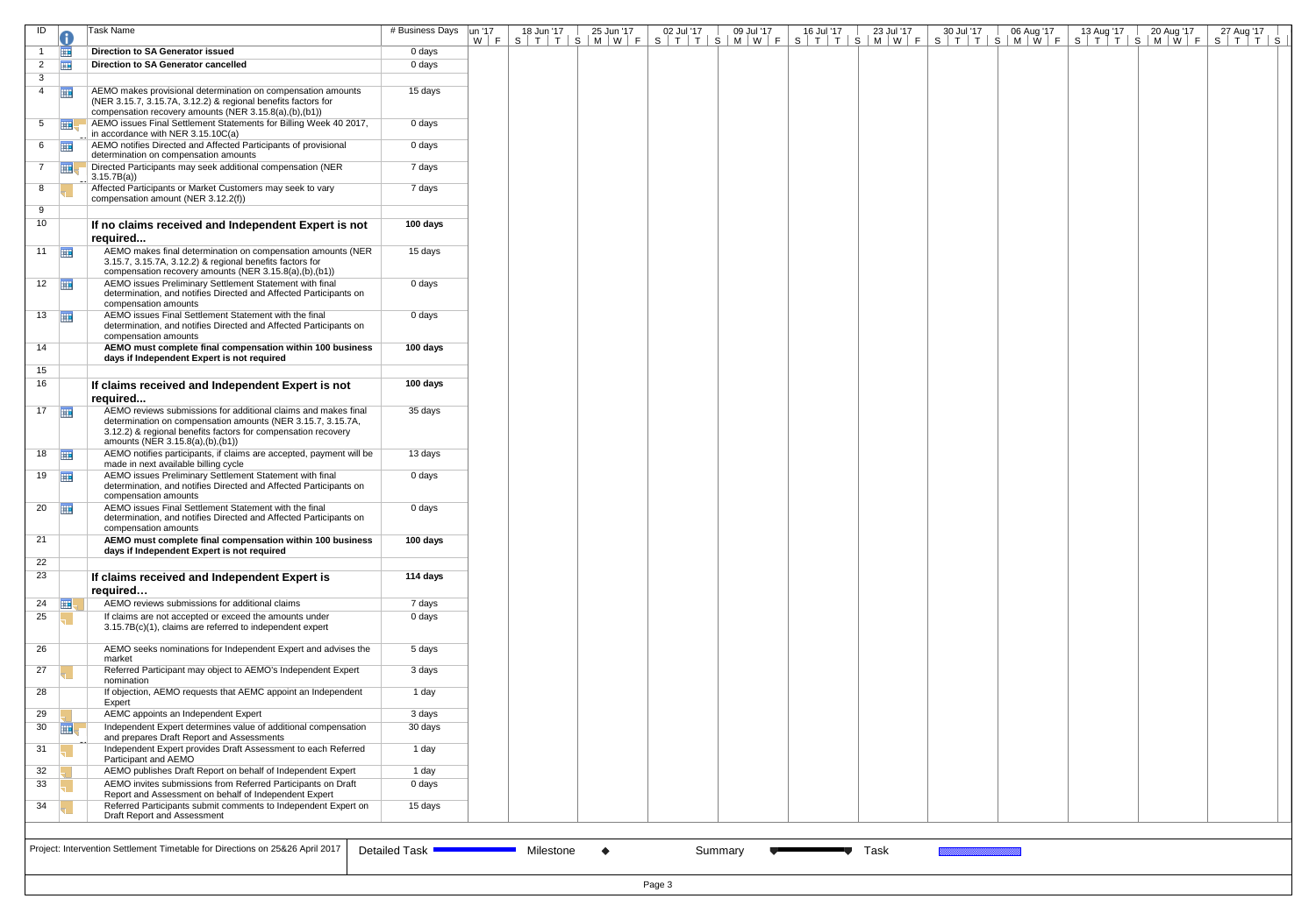| ID | Task Name | # Business Days |
|---|---|---|
| 1 | **Direction to SA Generator issued** | 0 days |
| 2 | **Direction to SA Generator cancelled** | 0 days |
| 3 | | |
| 4 | AEMO makes provisional determination on compensation amounts (NER 3.15.7, 3.15.7A, 3.12.2) & regional benefits factors for compensation recovery amounts (NER 3.15.8(a),(b),(b1)) | 15 days |
| 5 | AEMO issues Final Settlement Statements for Billing Week 40 2017, in accordance with NER 3.15.10C(a) | 0 days |
| 6 | AEMO notifies Directed and Affected Participants of provisional determination on compensation amounts | 0 days |
| 7 | Directed Participants may seek additional compensation (NER 3.15.7B(a)) | 7 days |
| 8 | Affected Participants or Market Customers may seek to vary compensation amount (NER 3.12.2(f)) | 7 days |
| 9 | | |
| 10 | **If no claims received and Independent Expert is not required...** | **100 days** |
| 11 | AEMO makes final determination on compensation amounts (NER 3.15.7, 3.15.7A, 3.12.2) & regional benefits factors for compensation recovery amounts (NER 3.15.8(a),(b),(b1)) | 15 days |
| 12 | AEMO issues Preliminary Settlement Statement with final determination, and notifies Directed and Affected Participants on compensation amounts | 0 days |
| 13 | AEMO issues Final Settlement Statement with the final determination, and notifies Directed and Affected Participants on compensation amounts | 0 days |
| 14 | **AEMO must complete final compensation within 100 business days if Independent Expert is not required** | **100 days** |
| 15 | | |
| 16 | **If claims received and Independent Expert is not required...** | **100 days** |
| 17 | AEMO reviews submissions for additional claims and makes final determination on compensation amounts (NER 3.15.7, 3.15.7A, 3.12.2) & regional benefits factors for compensation recovery amounts (NER 3.15.8(a),(b),(b1)) | 35 days |
| 18 | AEMO notifies participants, if claims are accepted, payment will be made in next available billing cycle | 13 days |
| 19 | AEMO issues Preliminary Settlement Statement with final determination, and notifies Directed and Affected Participants on compensation amounts | 0 days |
| 20 | AEMO issues Final Settlement Statement with the final determination, and notifies Directed and Affected Participants on compensation amounts | 0 days |
| 21 | **AEMO must complete final compensation within 100 business days if Independent Expert is not required** | **100 days** |
| 22 | | |
| 23 | **If claims received and Independent Expert is required…** | **114 days** |
| 24 | AEMO reviews submissions for additional claims | 7 days |
| 25 | If claims are not accepted or exceed the amounts under 3.15.7B(c)(1), claims are referred to independent expert | 0 days |
| 26 | AEMO seeks nominations for Independent Expert and advises the market | 5 days |
| 27 | Referred Participant may object to AEMO's Independent Expert nomination | 3 days |
| 28 | If objection, AEMO requests that AEMC appoint an Independent Expert | 1 day |
| 29 | AEMC appoints an Independent Expert | 3 days |
| 30 | Independent Expert determines value of additional compensation and prepares Draft Report and Assessments | 30 days |
| 31 | Independent Expert provides Draft Assessment to each Referred Participant and AEMO | 1 day |
| 32 | AEMO publishes Draft Report on behalf of Independent Expert | 1 day |
| 33 | AEMO invites submissions from Referred Participants on Draft Report and Assessment on behalf of Independent Expert | 0 days |
| 34 | Referred Participants submit comments to Independent Expert on Draft Report and Assessment | 15 days |

Project: Intervention Settlement Timetable for Directions on 25&26 April 2017

Legend: Detailed Task | Milestone ◆ | Summary | Task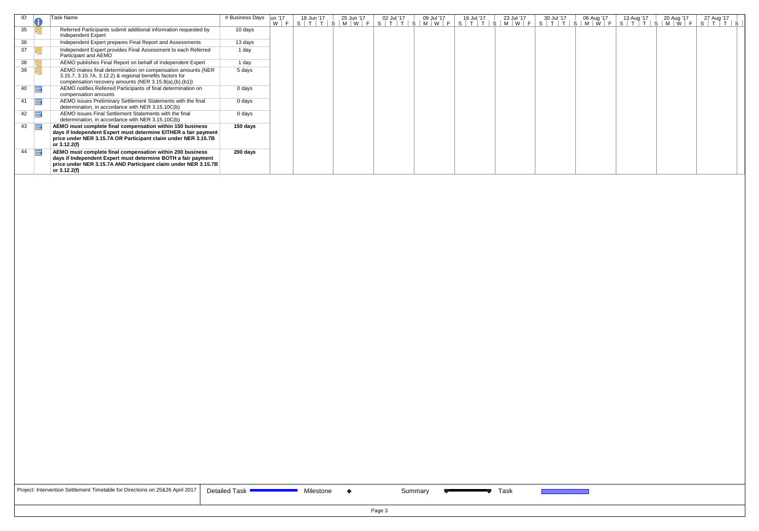| ID | Task Name | # Business Days |
|---|---|---|
| 35 | Referred Participants submit additional information requested by Independent Expert | 10 days |
| 36 | Independent Expert prepares Final Report and Assessments | 13 days |
| 37 | Independent Expert provides Final Assessment to each Referred Participant and AEMO | 1 day |
| 38 | AEMO publishes Final Report on behalf of Independent Expert | 1 day |
| 39 | AEMO makes final determination on compensation amounts (NER 3.15.7, 3.15.7A, 3.12.2) & regional benefits factors for compensation recovery amounts (NER 3.15.8(a),(b),(b1)) | 5 days |
| 40 | AEMO notifies Referred Participants of final determination on compensation amounts | 0 days |
| 41 | AEMO issues Preliminary Settlement Statements with the final determination, in accordance with NER 3.15.10C(b) | 0 days |
| 42 | AEMO issues Final Settlement Statements with the final determination, in accordance with NER 3.15.10C(b) | 0 days |
| 43 | **AEMO must complete final compensation within 150 business days if Independent Expert must determine EITHER a fair payment price under NER 3.15.7A OR Participant claim under NER 3.15.7B or 3.12.2(f)** | **150 days** |
| 44 | **AEMO must complete final compensation within 200 business days if Independent Expert must determine BOTH a fair payment price under NER 3.15.7A AND Participant claim under NER 3.15.7B or 3.12.2(f)** | **200 days** |

Project: Intervention Settlement Timetable for Directions on 25&26 April 2017

Detailed Task | Milestone ◆ | Summary | Task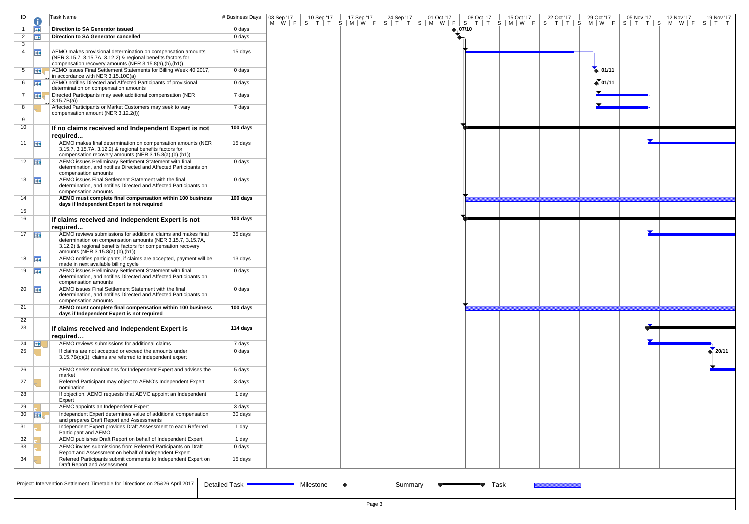| ID | Task Name | # Business Days |
|---|---|---|
| 1 | **Direction to SA Generator issued** | 0 days |
| 2 | **Direction to SA Generator cancelled** | 0 days |
| 3 | | |
| 4 | AEMO makes provisional determination on compensation amounts (NER 3.15.7, 3.15.7A, 3.12.2) & regional benefits factors for compensation recovery amounts (NER 3.15.8(a),(b),(b1)) | 15 days |
| 5 | AEMO issues Final Settlement Statements for Billing Week 40 2017, in accordance with NER 3.15.10C(a) | 0 days |
| 6 | AEMO notifies Directed and Affected Participants of provisional determination on compensation amounts | 0 days |
| 7 | Directed Participants may seek additional compensation (NER 3.15.7B(a)) | 7 days |
| 8 | Affected Participants or Market Customers may seek to vary compensation amount (NER 3.12.2(f)) | 7 days |
| 9 | | |
| 10 | **If no claims received and Independent Expert is not required...** | **100 days** |
| 11 | AEMO makes final determination on compensation amounts (NER 3.15.7, 3.15.7A, 3.12.2) & regional benefits factors for compensation recovery amounts (NER 3.15.8(a),(b),(b1)) | 15 days |
| 12 | AEMO issues Preliminary Settlement Statement with final determination, and notifies Directed and Affected Participants on compensation amounts | 0 days |
| 13 | AEMO issues Final Settlement Statement with the final determination, and notifies Directed and Affected Participants on compensation amounts | 0 days |
| 14 | **AEMO must complete final compensation within 100 business days if Independent Expert is not required** | **100 days** |
| 15 | | |
| 16 | **If claims received and Independent Expert is not required...** | **100 days** |
| 17 | AEMO reviews submissions for additional claims and makes final determination on compensation amounts (NER 3.15.7, 3.15.7A, 3.12.2) & regional benefits factors for compensation recovery amounts (NER 3.15.8(a),(b),(b1)) | 35 days |
| 18 | AEMO notifies participants, if claims are accepted, payment will be made in next available billing cycle | 13 days |
| 19 | AEMO issues Preliminary Settlement Statement with final determination, and notifies Directed and Affected Participants on compensation amounts | 0 days |
| 20 | AEMO issues Final Settlement Statement with the final determination, and notifies Directed and Affected Participants on compensation amounts | 0 days |
| 21 | **AEMO must complete final compensation within 100 business days if Independent Expert is not required** | **100 days** |
| 22 | | |
| 23 | **If claims received and Independent Expert is required…** | **114 days** |
| 24 | AEMO reviews submissions for additional claims | 7 days |
| 25 | If claims are not accepted or exceed the amounts under 3.15.7B(c)(1), claims are referred to independent expert | 0 days |
| 26 | AEMO seeks nominations for Independent Expert and advises the market | 5 days |
| 27 | Referred Participant may object to AEMO's Independent Expert nomination | 3 days |
| 28 | If objection, AEMO requests that AEMC appoint an Independent Expert | 1 day |
| 29 | AEMC appoints an Independent Expert | 3 days |
| 30 | Independent Expert determines value of additional compensation and prepares Draft Report and Assessments | 30 days |
| 31 | Independent Expert provides Draft Assessment to each Referred Participant and AEMO | 1 day |
| 32 | AEMO publishes Draft Report on behalf of Independent Expert | 1 day |
| 33 | AEMO invites submissions from Referred Participants on Draft Report and Assessment on behalf of Independent Expert | 0 days |
| 34 | Referred Participants submit comments to Independent Expert on Draft Report and Assessment | 15 days |

Milestones shown on chart: 07/10 (ID 1), 01/11 (ID 5), 01/11 (ID 6), 20/11 (ID 25).

Project: Intervention Settlement Timetable for Directions on 25&26 April 2017

Legend: Detailed Task | Milestone | Summary | Task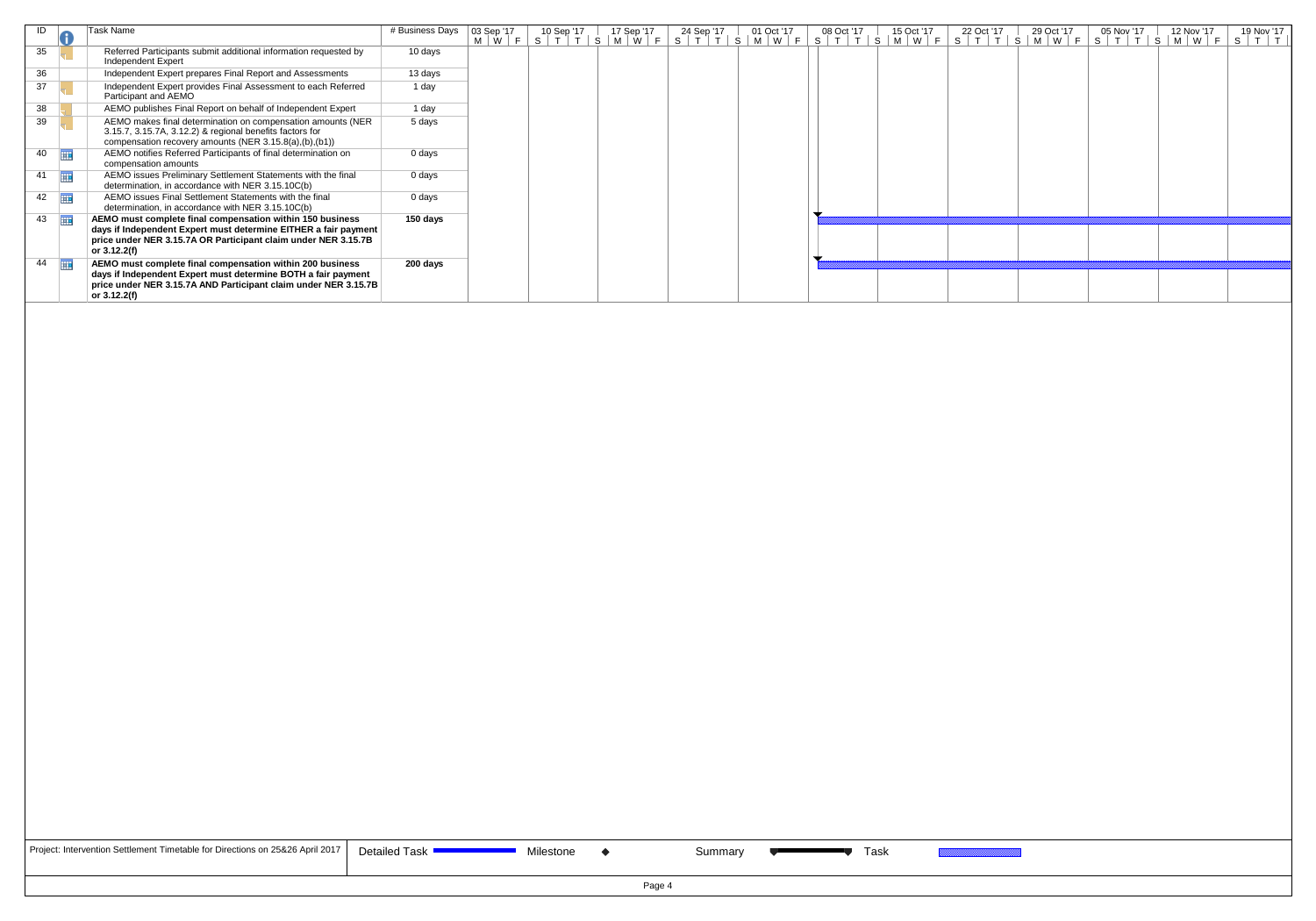| ID | Task Name | # Business Days |
|---|---|---|
| 35 | Referred Participants submit additional information requested by Independent Expert | 10 days |
| 36 | Independent Expert prepares Final Report and Assessments | 13 days |
| 37 | Independent Expert provides Final Assessment to each Referred Participant and AEMO | 1 day |
| 38 | AEMO publishes Final Report on behalf of Independent Expert | 1 day |
| 39 | AEMO makes final determination on compensation amounts (NER 3.15.7, 3.15.7A, 3.12.2) & regional benefits factors for compensation recovery amounts (NER 3.15.8(a),(b),(b1)) | 5 days |
| 40 | AEMO notifies Referred Participants of final determination on compensation amounts | 0 days |
| 41 | AEMO issues Preliminary Settlement Statements with the final determination, in accordance with NER 3.15.10C(b) | 0 days |
| 42 | AEMO issues Final Settlement Statements with the final determination, in accordance with NER 3.15.10C(b) | 0 days |
| 43 | **AEMO must complete final compensation within 150 business days if Independent Expert must determine EITHER a fair payment price under NER 3.15.7A OR Participant claim under NER 3.15.7B or 3.12.2(f)** | **150 days** |
| 44 | **AEMO must complete final compensation within 200 business days if Independent Expert must determine BOTH a fair payment price under NER 3.15.7A AND Participant claim under NER 3.15.7B or 3.12.2(f)** | **200 days** |

Project: Intervention Settlement Timetable for Directions on 25&26 April 2017

Legend: Detailed Task | Milestone ◆ | Summary | Task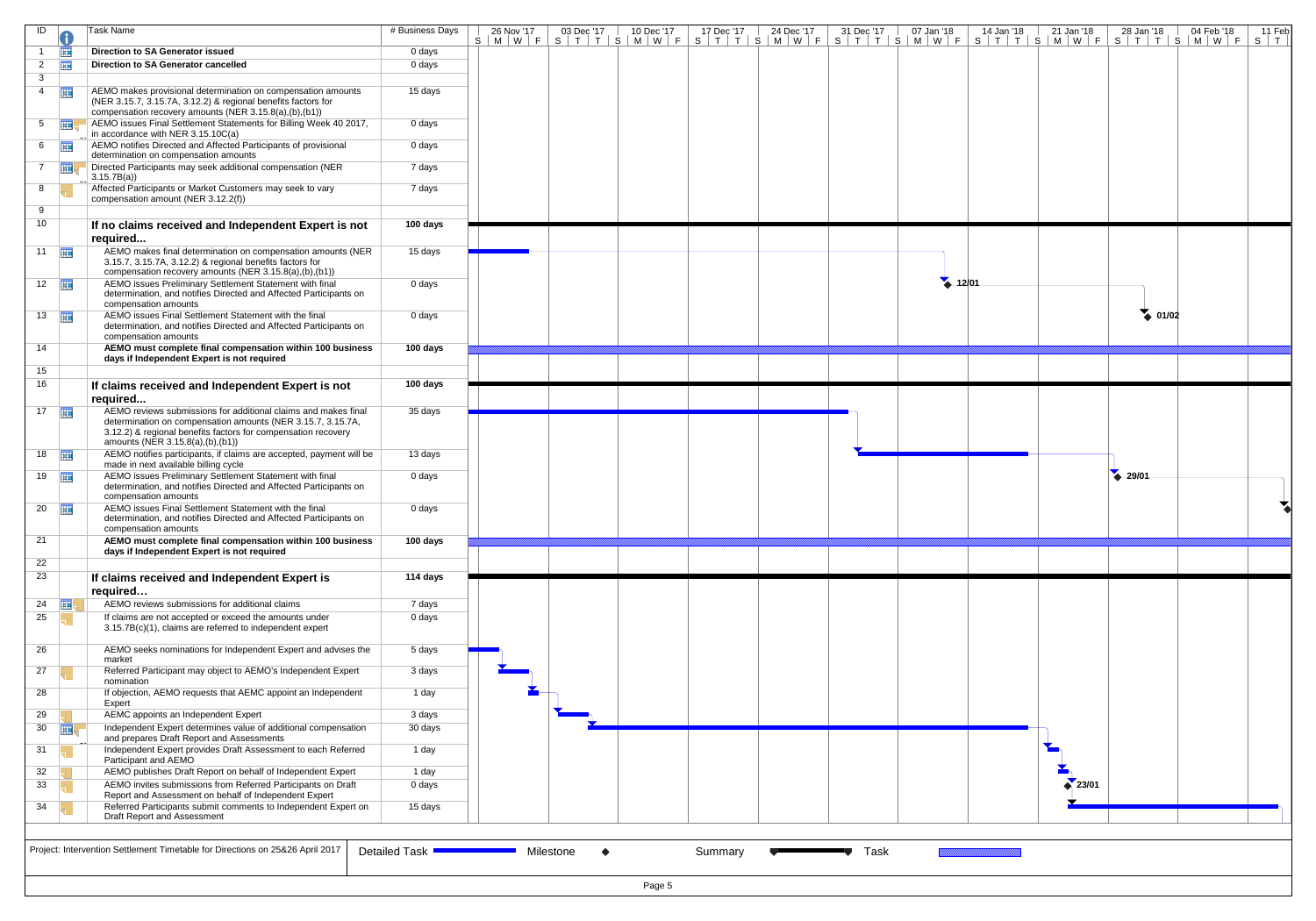| ID | Task Name | # Business Days |
|---|---|---|
| 1 | **Direction to SA Generator issued** | 0 days |
| 2 | **Direction to SA Generator cancelled** | 0 days |
| 3 | | |
| 4 | AEMO makes provisional determination on compensation amounts (NER 3.15.7, 3.15.7A, 3.12.2) & regional benefits factors for compensation recovery amounts (NER 3.15.8(a),(b),(b1)) | 15 days |
| 5 | AEMO issues Final Settlement Statements for Billing Week 40 2017, in accordance with NER 3.15.10C(a) | 0 days |
| 6 | AEMO notifies Directed and Affected Participants of provisional determination on compensation amounts | 0 days |
| 7 | Directed Participants may seek additional compensation (NER 3.15.7B(a)) | 7 days |
| 8 | Affected Participants or Market Customers may seek to vary compensation amount (NER 3.12.2(f)) | 7 days |
| 9 | | |
| 10 | **If no claims received and Independent Expert is not required...** | 100 days |
| 11 | AEMO makes final determination on compensation amounts (NER 3.15.7, 3.15.7A, 3.12.2) & regional benefits factors for compensation recovery amounts (NER 3.15.8(a),(b),(b1)) | 15 days |
| 12 | AEMO issues Preliminary Settlement Statement with final determination, and notifies Directed and Affected Participants on compensation amounts | 0 days |
| 13 | AEMO issues Final Settlement Statement with the final determination, and notifies Directed and Affected Participants on compensation amounts | 0 days |
| 14 | **AEMO must complete final compensation within 100 business days if Independent Expert is not required** | 100 days |
| 15 | | |
| 16 | **If claims received and Independent Expert is not required...** | 100 days |
| 17 | AEMO reviews submissions for additional claims and makes final determination on compensation amounts (NER 3.15.7, 3.15.7A, 3.12.2) & regional benefits factors for compensation recovery amounts (NER 3.15.8(a),(b),(b1)) | 35 days |
| 18 | AEMO notifies participants, if claims are accepted, payment will be made in next available billing cycle | 13 days |
| 19 | AEMO issues Preliminary Settlement Statement with final determination, and notifies Directed and Affected Participants on compensation amounts | 0 days |
| 20 | AEMO issues Final Settlement Statement with the final determination, and notifies Directed and Affected Participants on compensation amounts | 0 days |
| 21 | **AEMO must complete final compensation within 100 business days if Independent Expert is not required** | 100 days |
| 22 | | |
| 23 | **If claims received and Independent Expert is required…** | 114 days |
| 24 | AEMO reviews submissions for additional claims | 7 days |
| 25 | If claims are not accepted or exceed the amounts under 3.15.7B(c)(1), claims are referred to independent expert | 0 days |
| 26 | AEMO seeks nominations for Independent Expert and advises the market | 5 days |
| 27 | Referred Participant may object to AEMO's Independent Expert nomination | 3 days |
| 28 | If objection, AEMO requests that AEMC appoint an Independent Expert | 1 day |
| 29 | AEMC appoints an Independent Expert | 3 days |
| 30 | Independent Expert determines value of additional compensation and prepares Draft Report and Assessments | 30 days |
| 31 | Independent Expert provides Draft Assessment to each Referred Participant and AEMO | 1 day |
| 32 | AEMO publishes Draft Report on behalf of Independent Expert | 1 day |
| 33 | AEMO invites submissions from Referred Participants on Draft Report and Assessment on behalf of Independent Expert | 0 days |
| 34 | Referred Participants submit comments to Independent Expert on Draft Report and Assessment | 15 days |

Milestones shown on chart: Task 12 – 12/01; Task 13 – 01/02; Task 19 – 29/01; Task 33 – 23/01.

Project: Intervention Settlement Timetable for Directions on 25&26 April 2017

Legend: Detailed Task, Milestone, Summary, Task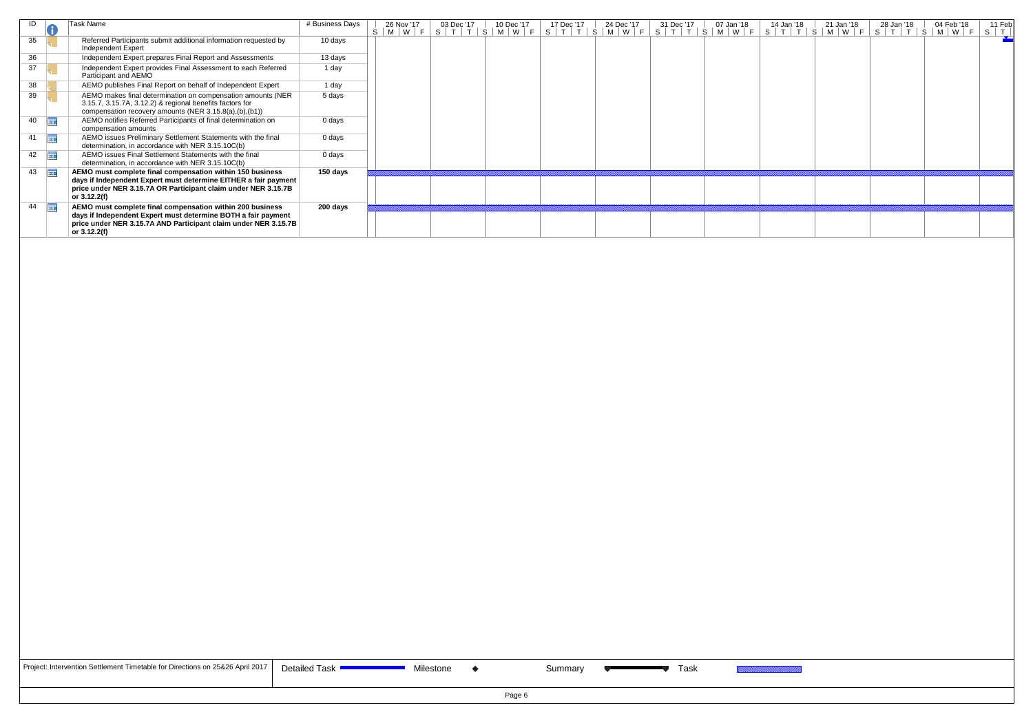| ID | Task Name | # Business Days |
|---|---|---|
| 35 | Referred Participants submit additional information requested by Independent Expert | 10 days |
| 36 | Independent Expert prepares Final Report and Assessments | 13 days |
| 37 | Independent Expert provides Final Assessment to each Referred Participant and AEMO | 1 day |
| 38 | AEMO publishes Final Report on behalf of Independent Expert | 1 day |
| 39 | AEMO makes final determination on compensation amounts (NER 3.15.7, 3.15.7A, 3.12.2) & regional benefits factors for compensation recovery amounts (NER 3.15.8(a),(b),(b1)) | 5 days |
| 40 | AEMO notifies Referred Participants of final determination on compensation amounts | 0 days |
| 41 | AEMO issues Preliminary Settlement Statements with the final determination, in accordance with NER 3.15.10C(b) | 0 days |
| 42 | AEMO issues Final Settlement Statements with the final determination, in accordance with NER 3.15.10C(b) | 0 days |
| 43 | **AEMO must complete final compensation within 150 business days if Independent Expert must determine EITHER a fair payment price under NER 3.15.7A OR Participant claim under NER 3.15.7B or 3.12.2(f)** | **150 days** |
| 44 | **AEMO must complete final compensation within 200 business days if Independent Expert must determine BOTH a fair payment price under NER 3.15.7A AND Participant claim under NER 3.15.7B or 3.12.2(f)** | **200 days** |

Project: Intervention Settlement Timetable for Directions on 25&26 April 2017

Legend: Detailed Task | Milestone ◆ | Summary | Task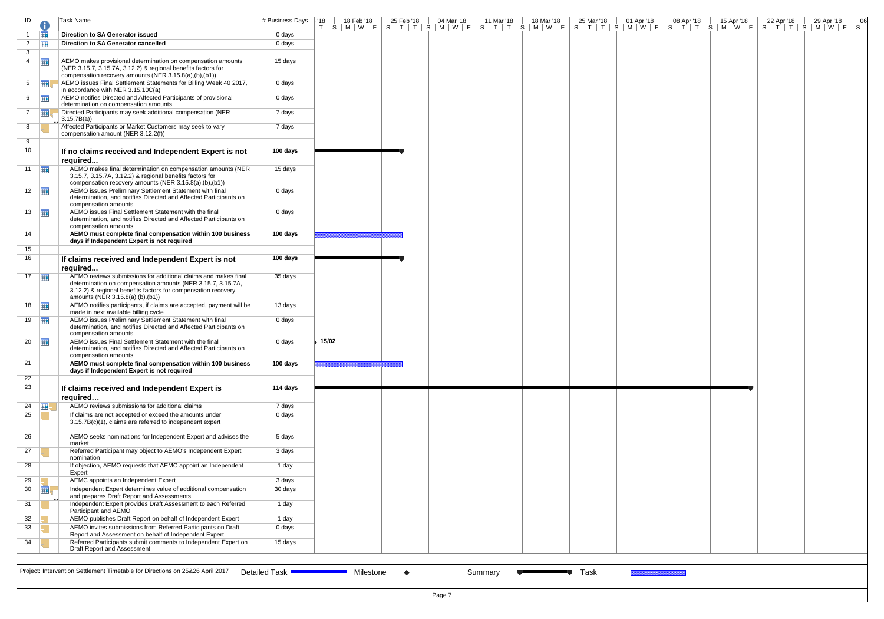| ID | Task Name | # Business Days |
|---|---|---|
| 1 | **Direction to SA Generator issued** | 0 days |
| 2 | **Direction to SA Generator cancelled** | 0 days |
| 3 | | |
| 4 | AEMO makes provisional determination on compensation amounts (NER 3.15.7, 3.15.7A, 3.12.2) & regional benefits factors for compensation recovery amounts (NER 3.15.8(a),(b),(b1)) | 15 days |
| 5 | AEMO issues Final Settlement Statements for Billing Week 40 2017, in accordance with NER 3.15.10C(a) | 0 days |
| 6 | AEMO notifies Directed and Affected Participants of provisional determination on compensation amounts | 0 days |
| 7 | Directed Participants may seek additional compensation (NER 3.15.7B(a)) | 7 days |
| 8 | Affected Participants or Market Customers may seek to vary compensation amount (NER 3.12.2(f)) | 7 days |
| 9 | | |
| 10 | **If no claims received and Independent Expert is not required...** | **100 days** |
| 11 | AEMO makes final determination on compensation amounts (NER 3.15.7, 3.15.7A, 3.12.2) & regional benefits factors for compensation recovery amounts (NER 3.15.8(a),(b),(b1)) | 15 days |
| 12 | AEMO issues Preliminary Settlement Statement with final determination, and notifies Directed and Affected Participants on compensation amounts | 0 days |
| 13 | AEMO issues Final Settlement Statement with the final determination, and notifies Directed and Affected Participants on compensation amounts | 0 days |
| 14 | **AEMO must complete final compensation within 100 business days if Independent Expert is not required** | **100 days** |
| 15 | | |
| 16 | **If claims received and Independent Expert is not required...** | **100 days** |
| 17 | AEMO reviews submissions for additional claims and makes final determination on compensation amounts (NER 3.15.7, 3.15.7A, 3.12.2) & regional benefits factors for compensation recovery amounts (NER 3.15.8(a),(b),(b1)) | 35 days |
| 18 | AEMO notifies participants, if claims are accepted, payment will be made in next available billing cycle | 13 days |
| 19 | AEMO issues Preliminary Settlement Statement with final determination, and notifies Directed and Affected Participants on compensation amounts | 0 days |
| 20 | AEMO issues Final Settlement Statement with the final determination, and notifies Directed and Affected Participants on compensation amounts | 0 days |
| 21 | **AEMO must complete final compensation within 100 business days if Independent Expert is not required** | **100 days** |
| 22 | | |
| 23 | **If claims received and Independent Expert is required...** | **114 days** |
| 24 | AEMO reviews submissions for additional claims | 7 days |
| 25 | If claims are not accepted or exceed the amounts under 3.15.7B(c)(1), claims are referred to independent expert | 0 days |
| 26 | AEMO seeks nominations for Independent Expert and advises the market | 5 days |
| 27 | Referred Participant may object to AEMO's Independent Expert nomination | 3 days |
| 28 | If objection, AEMO requests that AEMC appoint an Independent Expert | 1 day |
| 29 | AEMC appoints an Independent Expert | 3 days |
| 30 | Independent Expert determines value of additional compensation and prepares Draft Report and Assessments | 30 days |
| 31 | Independent Expert provides Draft Assessment to each Referred Participant and AEMO | 1 day |
| 32 | AEMO publishes Draft Report on behalf of Independent Expert | 1 day |
| 33 | AEMO invites submissions from Referred Participants on Draft Report and Assessment on behalf of Independent Expert | 0 days |
| 34 | Referred Participants submit comments to Independent Expert on Draft Report and Assessment | 15 days |

Project: Intervention Settlement Timetable for Directions on 25&26 April 2017

Legend: Detailed Task | Milestone | Summary | Task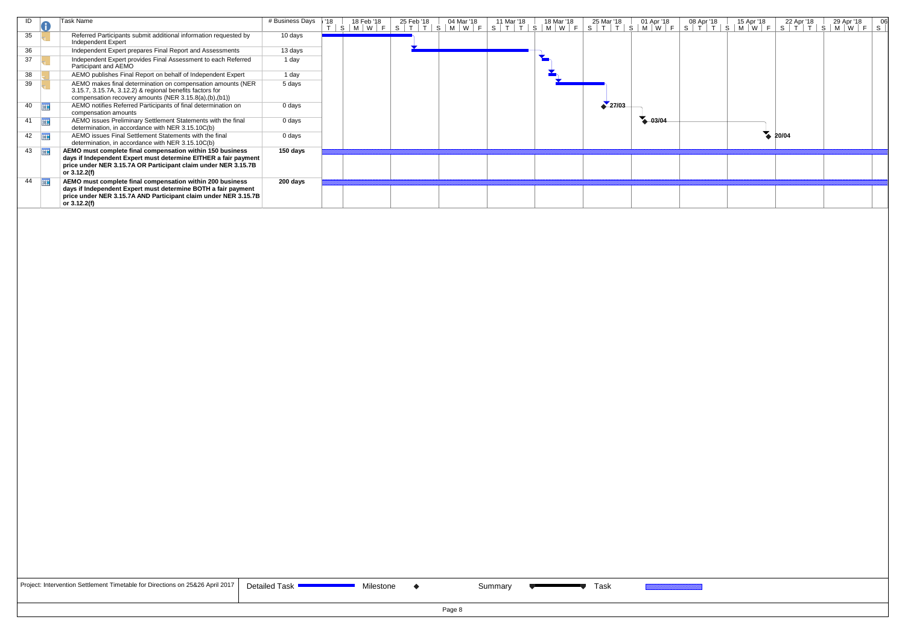| ID | Task Name | # Business Days |
|---|---|---|
| 35 | Referred Participants submit additional information requested by Independent Expert | 10 days |
| 36 | Independent Expert prepares Final Report and Assessments | 13 days |
| 37 | Independent Expert provides Final Assessment to each Referred Participant and AEMO | 1 day |
| 38 | AEMO publishes Final Report on behalf of Independent Expert | 1 day |
| 39 | AEMO makes final determination on compensation amounts (NER 3.15.7, 3.15.7A, 3.12.2) & regional benefits factors for compensation recovery amounts (NER 3.15.8(a),(b),(b1)) | 5 days |
| 40 | AEMO notifies Referred Participants of final determination on compensation amounts | 0 days |
| 41 | AEMO issues Preliminary Settlement Statements with the final determination, in accordance with NER 3.15.10C(b) | 0 days |
| 42 | AEMO issues Final Settlement Statements with the final determination, in accordance with NER 3.15.10C(b) | 0 days |
| 43 | **AEMO must complete final compensation within 150 business days if Independent Expert must determine EITHER a fair payment price under NER 3.15.7A OR Participant claim under NER 3.15.7B or 3.12.2(f)** | **150 days** |
| 44 | **AEMO must complete final compensation within 200 business days if Independent Expert must determine BOTH a fair payment price under NER 3.15.7A AND Participant claim under NER 3.15.7B or 3.12.2(f)** | **200 days** |

Milestones: 27/03, 03/04, 20/04

Project: Intervention Settlement Timetable for Directions on 25&26 April 2017

Legend: Detailed Task, Milestone, Summary, Task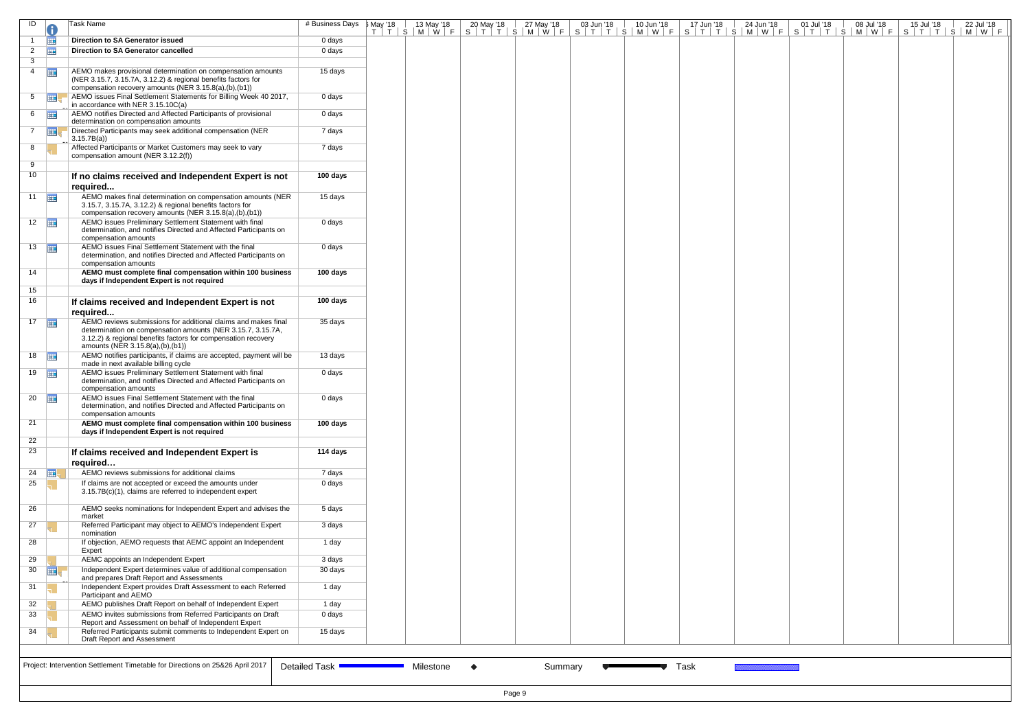| ID | Task Name | # Business Days |
|---|---|---|
| 1 | **Direction to SA Generator issued** | 0 days |
| 2 | **Direction to SA Generator cancelled** | 0 days |
| 3 | | |
| 4 | AEMO makes provisional determination on compensation amounts (NER 3.15.7, 3.15.7A, 3.12.2) & regional benefits factors for compensation recovery amounts (NER 3.15.8(a),(b),(b1)) | 15 days |
| 5 | AEMO issues Final Settlement Statements for Billing Week 40 2017, in accordance with NER 3.15.10C(a) | 0 days |
| 6 | AEMO notifies Directed and Affected Participants of provisional determination on compensation amounts | 0 days |
| 7 | Directed Participants may seek additional compensation (NER 3.15.7B(a)) | 7 days |
| 8 | Affected Participants or Market Customers may seek to vary compensation amount (NER 3.12.2(f)) | 7 days |
| 9 | | |
| 10 | **If no claims received and Independent Expert is not required...** | **100 days** |
| 11 | AEMO makes final determination on compensation amounts (NER 3.15.7, 3.15.7A, 3.12.2) & regional benefits factors for compensation recovery amounts (NER 3.15.8(a),(b),(b1)) | 15 days |
| 12 | AEMO issues Preliminary Settlement Statement with final determination, and notifies Directed and Affected Participants on compensation amounts | 0 days |
| 13 | AEMO issues Final Settlement Statement with the final determination, and notifies Directed and Affected Participants on compensation amounts | 0 days |
| 14 | **AEMO must complete final compensation within 100 business days if Independent Expert is not required** | **100 days** |
| 15 | | |
| 16 | **If claims received and Independent Expert is not required...** | **100 days** |
| 17 | AEMO reviews submissions for additional claims and makes final determination on compensation amounts (NER 3.15.7, 3.15.7A, 3.12.2) & regional benefits factors for compensation recovery amounts (NER 3.15.8(a),(b),(b1)) | 35 days |
| 18 | AEMO notifies participants, if claims are accepted, payment will be made in next available billing cycle | 13 days |
| 19 | AEMO issues Preliminary Settlement Statement with final determination, and notifies Directed and Affected Participants on compensation amounts | 0 days |
| 20 | AEMO issues Final Settlement Statement with the final determination, and notifies Directed and Affected Participants on compensation amounts | 0 days |
| 21 | **AEMO must complete final compensation within 100 business days if Independent Expert is not required** | **100 days** |
| 22 | | |
| 23 | **If claims received and Independent Expert is required…** | **114 days** |
| 24 | AEMO reviews submissions for additional claims | 7 days |
| 25 | If claims are not accepted or exceed the amounts under 3.15.7B(c)(1), claims are referred to independent expert | 0 days |
| 26 | AEMO seeks nominations for Independent Expert and advises the market | 5 days |
| 27 | Referred Participant may object to AEMO's Independent Expert nomination | 3 days |
| 28 | If objection, AEMO requests that AEMC appoint an Independent Expert | 1 day |
| 29 | AEMC appoints an Independent Expert | 3 days |
| 30 | Independent Expert determines value of additional compensation and prepares Draft Report and Assessments | 30 days |
| 31 | Independent Expert provides Draft Assessment to each Referred Participant and AEMO | 1 day |
| 32 | AEMO publishes Draft Report on behalf of Independent Expert | 1 day |
| 33 | AEMO invites submissions from Referred Participants on Draft Report and Assessment on behalf of Independent Expert | 0 days |
| 34 | Referred Participants submit comments to Independent Expert on Draft Report and Assessment | 15 days |

Timeline columns: 6 May '18, 13 May '18, 20 May '18, 27 May '18, 03 Jun '18, 10 Jun '18, 17 Jun '18, 24 Jun '18, 01 Jul '18, 08 Jul '18, 15 Jul '18, 22 Jul '18

Project: Intervention Settlement Timetable for Directions on 25&26 April 2017

Legend: Detailed Task | Milestone ◆ | Summary | Task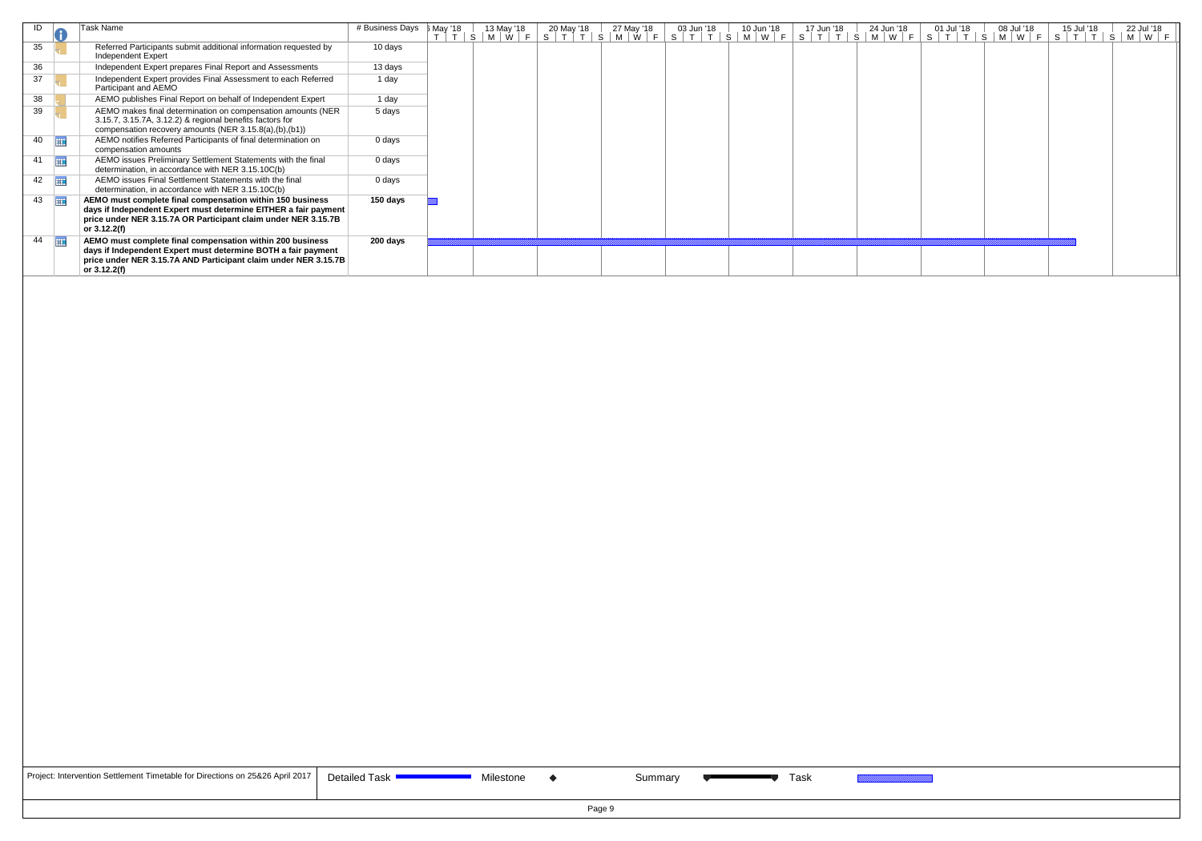| ID | | Task Name | # Business Days |
|---|---|---|---|
| 35 | | Referred Participants submit additional information requested by Independent Expert | 10 days |
| 36 | | Independent Expert prepares Final Report and Assessments | 13 days |
| 37 | | Independent Expert provides Final Assessment to each Referred Participant and AEMO | 1 day |
| 38 | | AEMO publishes Final Report on behalf of Independent Expert | 1 day |
| 39 | | AEMO makes final determination on compensation amounts (NER 3.15.7, 3.15.7A, 3.12.2) & regional benefits factors for compensation recovery amounts (NER 3.15.8(a),(b),(b1)) | 5 days |
| 40 | | AEMO notifies Referred Participants of final determination on compensation amounts | 0 days |
| 41 | | AEMO issues Preliminary Settlement Statements with the final determination, in accordance with NER 3.15.10C(b) | 0 days |
| 42 | | AEMO issues Final Settlement Statements with the final determination, in accordance with NER 3.15.10C(b) | 0 days |
| 43 | | **AEMO must complete final compensation within 150 business days if Independent Expert must determine EITHER a fair payment price under NER 3.15.7A OR Participant claim under NER 3.15.7B or 3.12.2(f)** | **150 days** |
| 44 | | **AEMO must complete final compensation within 200 business days if Independent Expert must determine BOTH a fair payment price under NER 3.15.7A AND Participant claim under NER 3.15.7B or 3.12.2(f)** | **200 days** |

6 May '18 | 13 May '18 | 20 May '18 | 27 May '18 | 03 Jun '18 | 10 Jun '18 | 17 Jun '18 | 24 Jun '18 | 01 Jul '18 | 08 Jul '18 | 15 Jul '18 | 22 Jul '18

Project: Intervention Settlement Timetable for Directions on 25&26 April 2017

Detailed Task | Milestone | Summary | Task